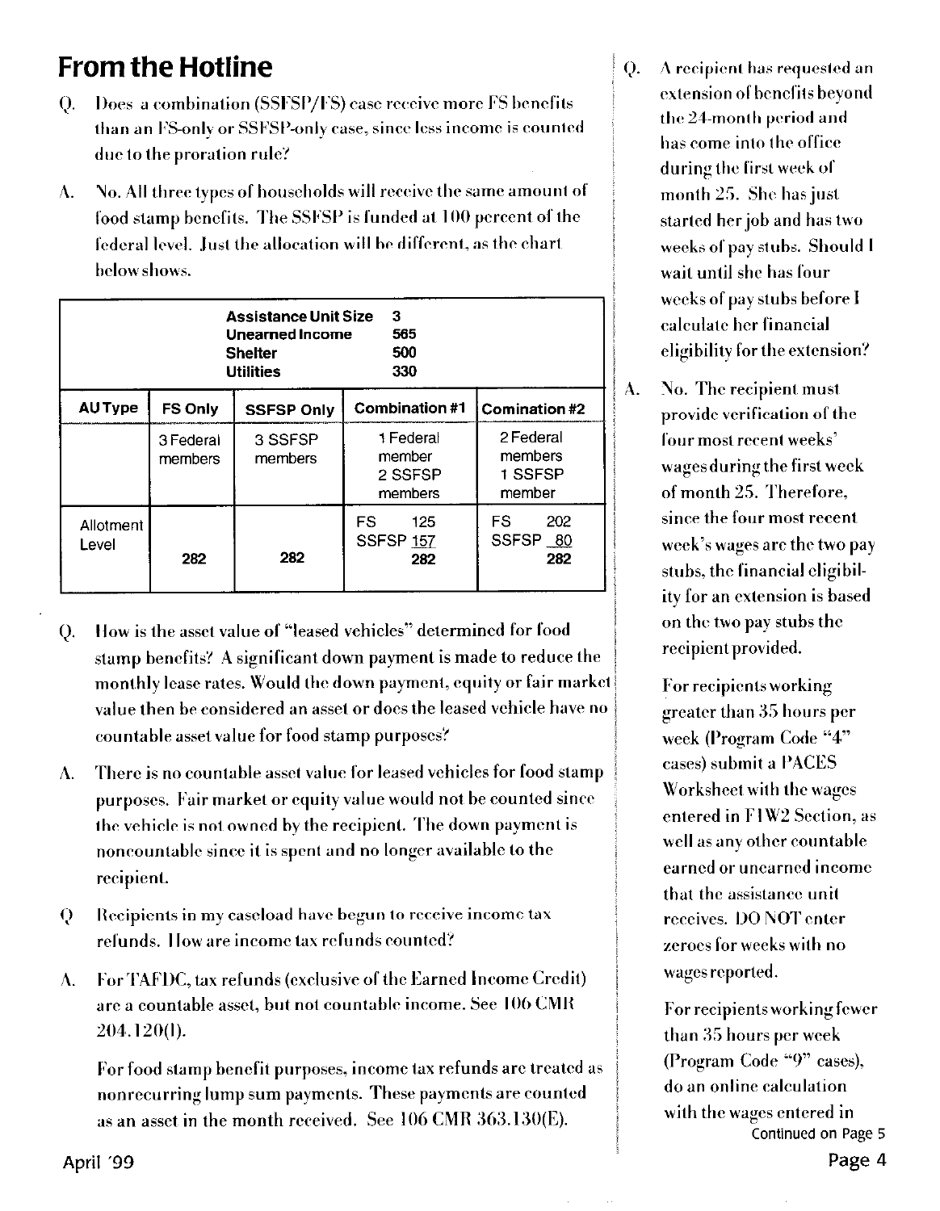# From the Hotline

Q. Does a combination (SSFSP/FS) case receive more FS benefits than an FS-only or SSFSP-only case, since less income is counted due to the proration rule?

A. No. All three types of households will receive the same amount of food stamp benefits. The SSFSP is funded at 100 percent of the federal level. Just the allocation will be different, as the chart below shows.

| | | | | |
|---|---|---|---|---|
| Assistance Unit Size 3<br>Unearned Income 565<br>Shelter 500<br>Utilities 330 | | | | |
| **AU Type** | **FS Only** | **SSFSP Only** | **Combination #1** | **Comination #2** |
| | 3 Federal members | 3 SSFSP members | 1 Federal member<br>2 SSFSP members | 2 Federal members<br>1 SSFSP member |
| Allotment Level | 282 | 282 | FS 125<br>SSFSP 157<br>282 | FS 202<br>SSFSP 80<br>282 |

Q. How is the asset value of "leased vehicles" determined for food stamp benefits? A significant down payment is made to reduce the monthly lease rates. Would the down payment, equity or fair market value then be considered an asset or does the leased vehicle have no countable asset value for food stamp purposes?

A. There is no countable asset value for leased vehicles for food stamp purposes. Fair market or equity value would not be counted since the vehicle is not owned by the recipient. The down payment is noncountable since it is spent and no longer available to the recipient.

Q. Recipients in my caseload have begun to receive income tax refunds. How are income tax refunds counted?

A. For TAFDC, tax refunds (exclusive of the Earned Income Credit) are a countable asset, but not countable income. See 106 CMR 204.120(I).

For food stamp benefit purposes, income tax refunds are treated as nonrecurring lump sum payments. These payments are counted as an asset in the month received. See 106 CMR 363.130(E).

Q. A recipient has requested an extension of benefits beyond the 24-month period and has come into the office during the first week of month 25. She has just started her job and has two weeks of pay stubs. Should I wait until she has four weeks of pay stubs before I calculate her financial eligibility for the extension?

A. No. The recipient must provide verification of the four most recent weeks' wages during the first week of month 25. Therefore, since the four most recent week's wages are the two pay stubs, the financial eligibility for an extension is based on the two pay stubs the recipient provided.

For recipients working greater than 35 hours per week (Program Code "4" cases) submit a PACES Worksheet with the wages entered in F1W2 Section, as well as any other countable earned or unearned income that the assistance unit receives. DO NOT enter zeroes for weeks with no wages reported.

For recipients working fewer than 35 hours per week (Program Code "9" cases), do an online calculation with the wages entered in

Continued on Page 5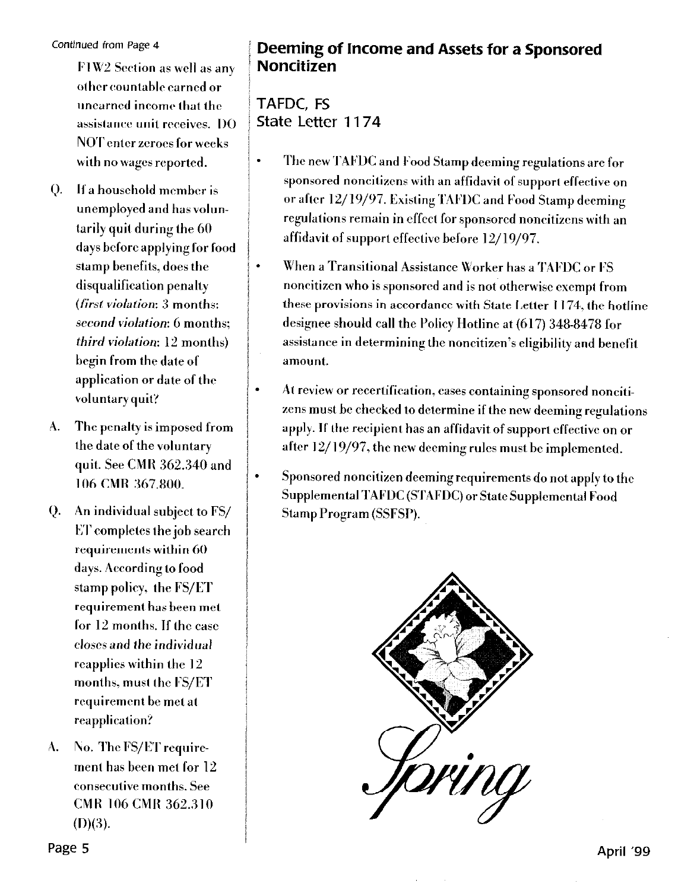Continued from Page 4

FIW2 Section as well as any other countable earned or unearned income that the assistance unit receives. DO NOT enter zeroes for weeks with no wages reported.

Q. If a household member is unemployed and has voluntarily quit during the 60 days before applying for food stamp benefits, does the disqualification penalty (*first violation*: 3 months; *second violation*: 6 months; *third violation*: 12 months) begin from the date of application or date of the voluntary quit?

A. The penalty is imposed from the date of the voluntary quit. See CMR 362.340 and 106 CMR 367.800.

Q. An individual subject to FS/ET completes the job search requirements within 60 days. According to food stamp policy, the FS/ET requirement has been met for 12 months. If the case *closes and the individual* reapplies within the 12 months, must the FS/ET requirement be met at reapplication?

A. No. The FS/ET requirement has been met for 12 consecutive months. See CMR 106 CMR 362.310 (D)(3).

## Deeming of Income and Assets for a Sponsored Noncitizen

### TAFDC, FS
### State Letter 1174

- The new TAFDC and Food Stamp deeming regulations are for sponsored noncitizens with an affidavit of support effective on or after 12/19/97. Existing TAFDC and Food Stamp deeming regulations remain in effect for sponsored noncitizens with an affidavit of support effective before 12/19/97.
- When a Transitional Assistance Worker has a TAFDC or FS noncitizen who is sponsored and is not otherwise exempt from these provisions in accordance with State Letter 1174, the hotline designee should call the Policy Hotline at (617) 348-8478 for assistance in determining the noncitizen's eligibility and benefit amount.
- At review or recertification, cases containing sponsored noncitizens must be checked to determine if the new deeming regulations apply. If the recipient has an affidavit of support effective on or after 12/19/97, the new deeming rules must be implemented.
- Sponsored noncitizen deeming requirements do not apply to the Supplemental TAFDC (STAFDC) or State Supplemental Food Stamp Program (SSFSP).

Spring

April '99